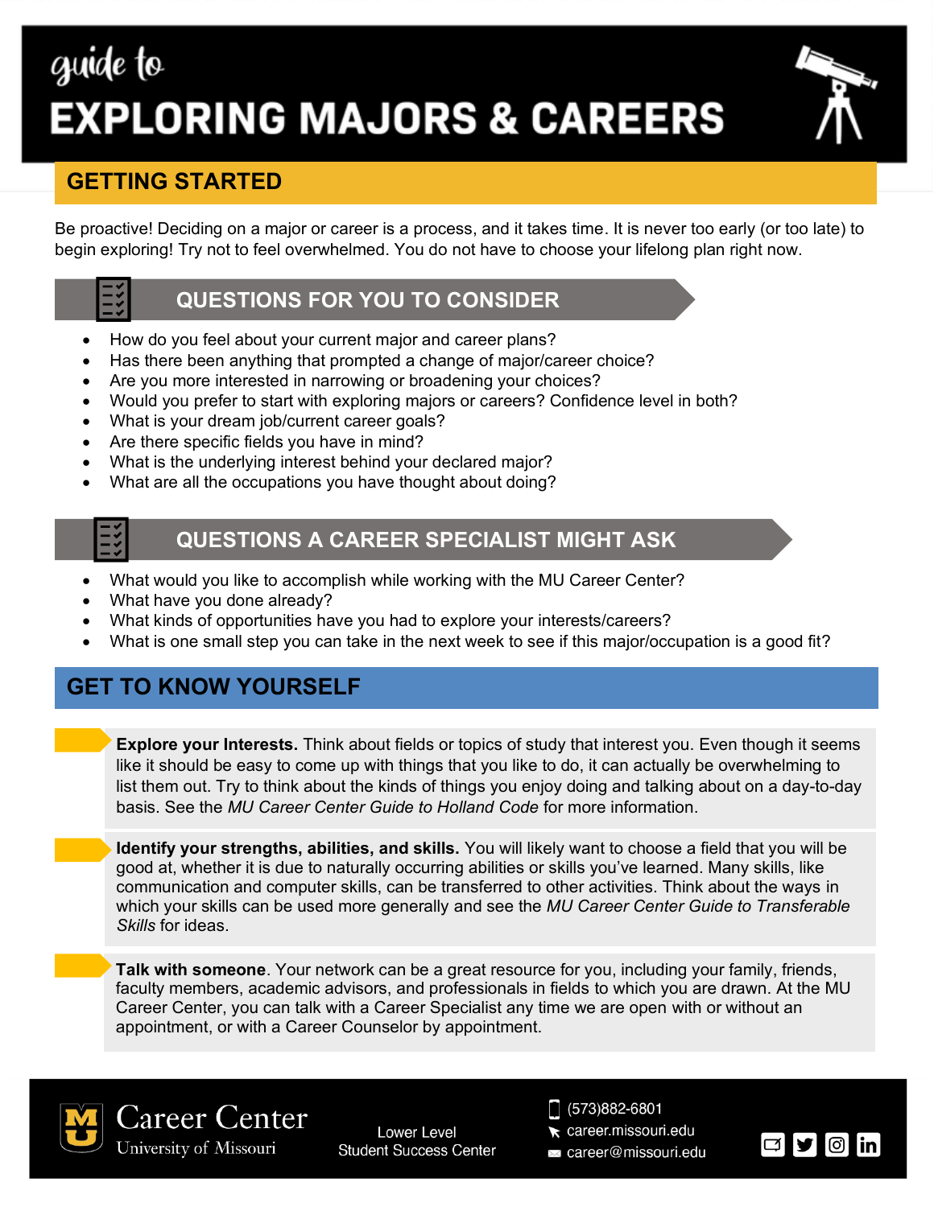# guide to EXPLORING MAJORS & CAREERS

## GETTING STARTED

Be proactive! Deciding on a major or career is a process, and it takes time. It is never too early (or too late) to begin exploring! Try not to feel overwhelmed. You do not have to choose your lifelong plan right now.

### QUESTIONS FOR YOU TO CONSIDER

- How do you feel about your current major and career plans?
- Has there been anything that prompted a change of major/career choice?
- Are you more interested in narrowing or broadening your choices?
- Would you prefer to start with exploring majors or careers? Confidence level in both?
- What is your dream job/current career goals?
- Are there specific fields you have in mind?
- What is the underlying interest behind your declared major?
- What are all the occupations you have thought about doing?

### QUESTIONS A CAREER SPECIALIST MIGHT ASK

- What would you like to accomplish while working with the MU Career Center?
- What have you done already?
- What kinds of opportunities have you had to explore your interests/careers?
- What is one small step you can take in the next week to see if this major/occupation is a good fit?

## GET TO KNOW YOURSELF

**Explore your Interests.** Think about fields or topics of study that interest you. Even though it seems like it should be easy to come up with things that you like to do, it can actually be overwhelming to list them out. Try to think about the kinds of things you enjoy doing and talking about on a day-to-day basis. See the *MU Career Center Guide to Holland Code* for more information.

**Identify your strengths, abilities, and skills.** You will likely want to choose a field that you will be good at, whether it is due to naturally occurring abilities or skills you've learned. Many skills, like communication and computer skills, can be transferred to other activities. Think about the ways in which your skills can be used more generally and see the *MU Career Center Guide to Transferable Skills* for ideas.

**Talk with someone**. Your network can be a great resource for you, including your family, friends, faculty members, academic advisors, and professionals in fields to which you are drawn. At the MU Career Center, you can talk with a Career Specialist any time we are open with or without an appointment, or with a Career Counselor by appointment.

Career Center
University of Missouri

Lower Level
Student Success Center

(573)882-6801
career.missouri.edu
career@missouri.edu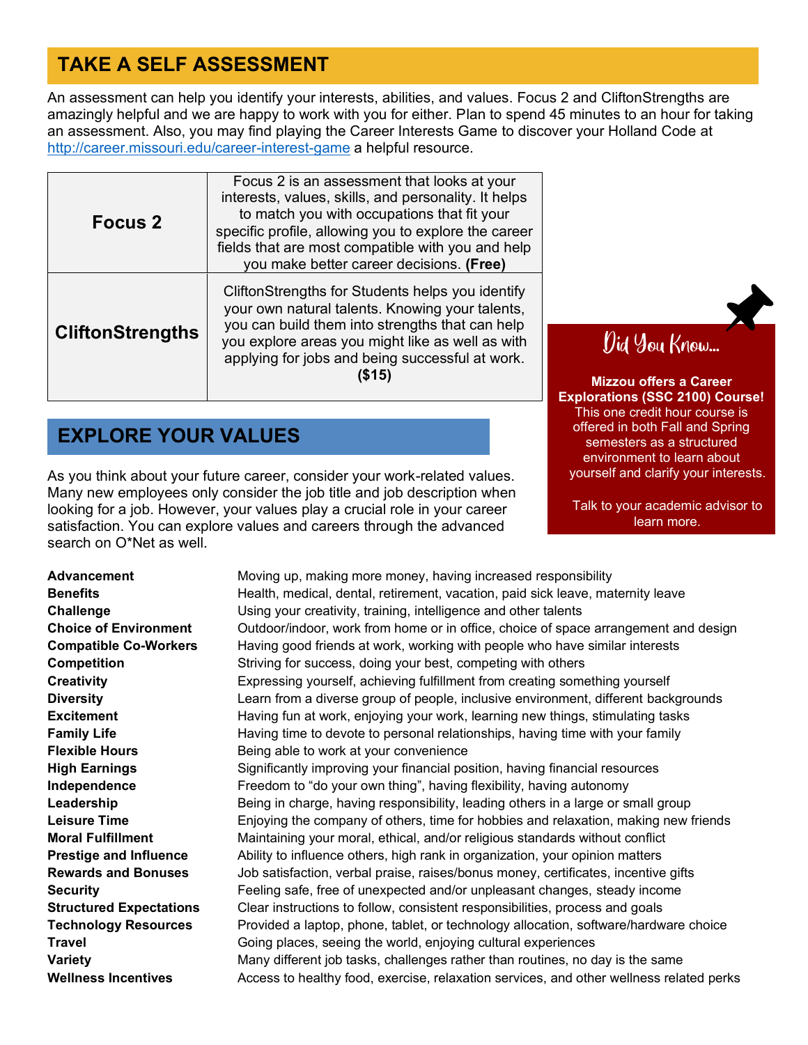## TAKE A SELF ASSESSMENT

An assessment can help you identify your interests, abilities, and values. Focus 2 and CliftonStrengths are amazingly helpful and we are happy to work with you for either. Plan to spend 45 minutes to an hour for taking an assessment. Also, you may find playing the Career Interests Game to discover your Holland Code at http://career.missouri.edu/career-interest-game a helpful resource.

| | |
|---|---|
| **Focus 2** | Focus 2 is an assessment that looks at your interests, values, skills, and personality. It helps to match you with occupations that fit your specific profile, allowing you to explore the career fields that are most compatible with you and help you make better career decisions. **(Free)** |
| **CliftonStrengths** | CliftonStrengths for Students helps you identify your own natural talents. Knowing your talents, you can build them into strengths that can help you explore areas you might like as well as with applying for jobs and being successful at work. **($15)** |

> **Did You Know...**
>
> **Mizzou offers a Career Explorations (SSC 2100) Course!** This one credit hour course is offered in both Fall and Spring semesters as a structured environment to learn about yourself and clarify your interests.
>
> Talk to your academic advisor to learn more.

## EXPLORE YOUR VALUES

As you think about your future career, consider your work-related values. Many new employees only consider the job title and job description when looking for a job. However, your values play a crucial role in your career satisfaction. You can explore values and careers through the advanced search on O*Net as well.

| | |
|---|---|
| **Advancement** | Moving up, making more money, having increased responsibility |
| **Benefits** | Health, medical, dental, retirement, vacation, paid sick leave, maternity leave |
| **Challenge** | Using your creativity, training, intelligence and other talents |
| **Choice of Environment** | Outdoor/indoor, work from home or in office, choice of space arrangement and design |
| **Compatible Co-Workers** | Having good friends at work, working with people who have similar interests |
| **Competition** | Striving for success, doing your best, competing with others |
| **Creativity** | Expressing yourself, achieving fulfillment from creating something yourself |
| **Diversity** | Learn from a diverse group of people, inclusive environment, different backgrounds |
| **Excitement** | Having fun at work, enjoying your work, learning new things, stimulating tasks |
| **Family Life** | Having time to devote to personal relationships, having time with your family |
| **Flexible Hours** | Being able to work at your convenience |
| **High Earnings** | Significantly improving your financial position, having financial resources |
| **Independence** | Freedom to "do your own thing", having flexibility, having autonomy |
| **Leadership** | Being in charge, having responsibility, leading others in a large or small group |
| **Leisure Time** | Enjoying the company of others, time for hobbies and relaxation, making new friends |
| **Moral Fulfillment** | Maintaining your moral, ethical, and/or religious standards without conflict |
| **Prestige and Influence** | Ability to influence others, high rank in organization, your opinion matters |
| **Rewards and Bonuses** | Job satisfaction, verbal praise, raises/bonus money, certificates, incentive gifts |
| **Security** | Feeling safe, free of unexpected and/or unpleasant changes, steady income |
| **Structured Expectations** | Clear instructions to follow, consistent responsibilities, process and goals |
| **Technology Resources** | Provided a laptop, phone, tablet, or technology allocation, software/hardware choice |
| **Travel** | Going places, seeing the world, enjoying cultural experiences |
| **Variety** | Many different job tasks, challenges rather than routines, no day is the same |
| **Wellness Incentives** | Access to healthy food, exercise, relaxation services, and other wellness related perks |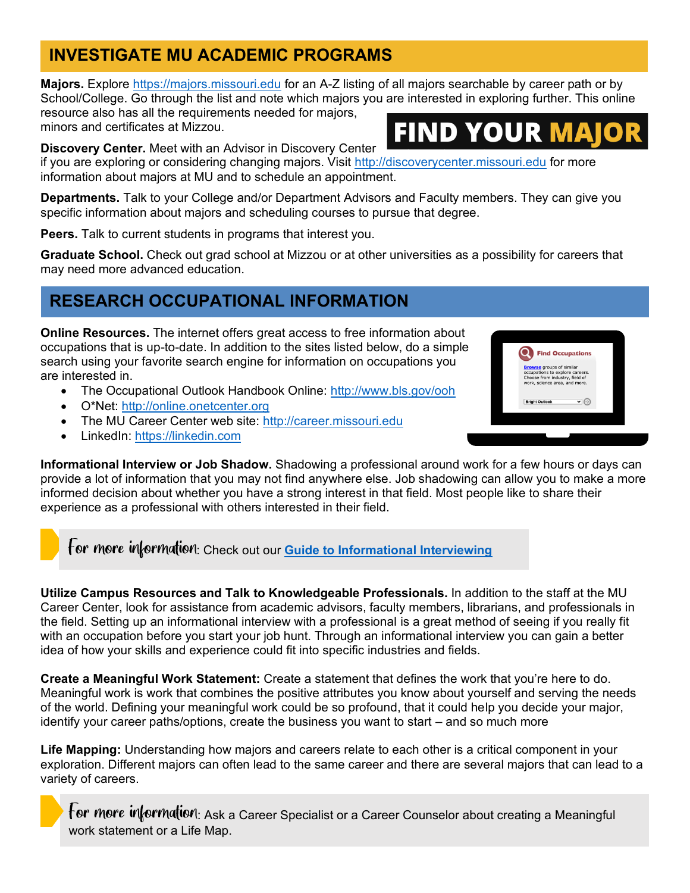## INVESTIGATE MU ACADEMIC PROGRAMS

**Majors.** Explore https://majors.missouri.edu for an A-Z listing of all majors searchable by career path or by School/College. Go through the list and note which majors you are interested in exploring further. This online resource also has all the requirements needed for majors, minors and certificates at Mizzou.

**FIND YOUR MAJOR**

**Discovery Center.** Meet with an Advisor in Discovery Center if you are exploring or considering changing majors. Visit http://discoverycenter.missouri.edu for more information about majors at MU and to schedule an appointment.

**Departments.** Talk to your College and/or Department Advisors and Faculty members. They can give you specific information about majors and scheduling courses to pursue that degree.

**Peers.** Talk to current students in programs that interest you.

**Graduate School.** Check out grad school at Mizzou or at other universities as a possibility for careers that may need more advanced education.

## RESEARCH OCCUPATIONAL INFORMATION

**Online Resources.** The internet offers great access to free information about occupations that is up-to-date. In addition to the sites listed below, do a simple search using your favorite search engine for information on occupations you are interested in.

- The Occupational Outlook Handbook Online: http://www.bls.gov/ooh
- O*Net: http://online.onetcenter.org
- The MU Career Center web site: http://career.missouri.edu
- LinkedIn: https://linkedin.com

**Informational Interview or Job Shadow.** Shadowing a professional around work for a few hours or days can provide a lot of information that you may not find anywhere else. Job shadowing can allow you to make a more informed decision about whether you have a strong interest in that field. Most people like to share their experience as a professional with others interested in their field.

> For more information: Check out our **Guide to Informational Interviewing**

**Utilize Campus Resources and Talk to Knowledgeable Professionals.** In addition to the staff at the MU Career Center, look for assistance from academic advisors, faculty members, librarians, and professionals in the field. Setting up an informational interview with a professional is a great method of seeing if you really fit with an occupation before you start your job hunt. Through an informational interview you can gain a better idea of how your skills and experience could fit into specific industries and fields.

**Create a Meaningful Work Statement:** Create a statement that defines the work that you're here to do. Meaningful work is work that combines the positive attributes you know about yourself and serving the needs of the world. Defining your meaningful work could be so profound, that it could help you decide your major, identify your career paths/options, create the business you want to start – and so much more

**Life Mapping:** Understanding how majors and careers relate to each other is a critical component in your exploration. Different majors can often lead to the same career and there are several majors that can lead to a variety of careers.

> For more information: Ask a Career Specialist or a Career Counselor about creating a Meaningful work statement or a Life Map.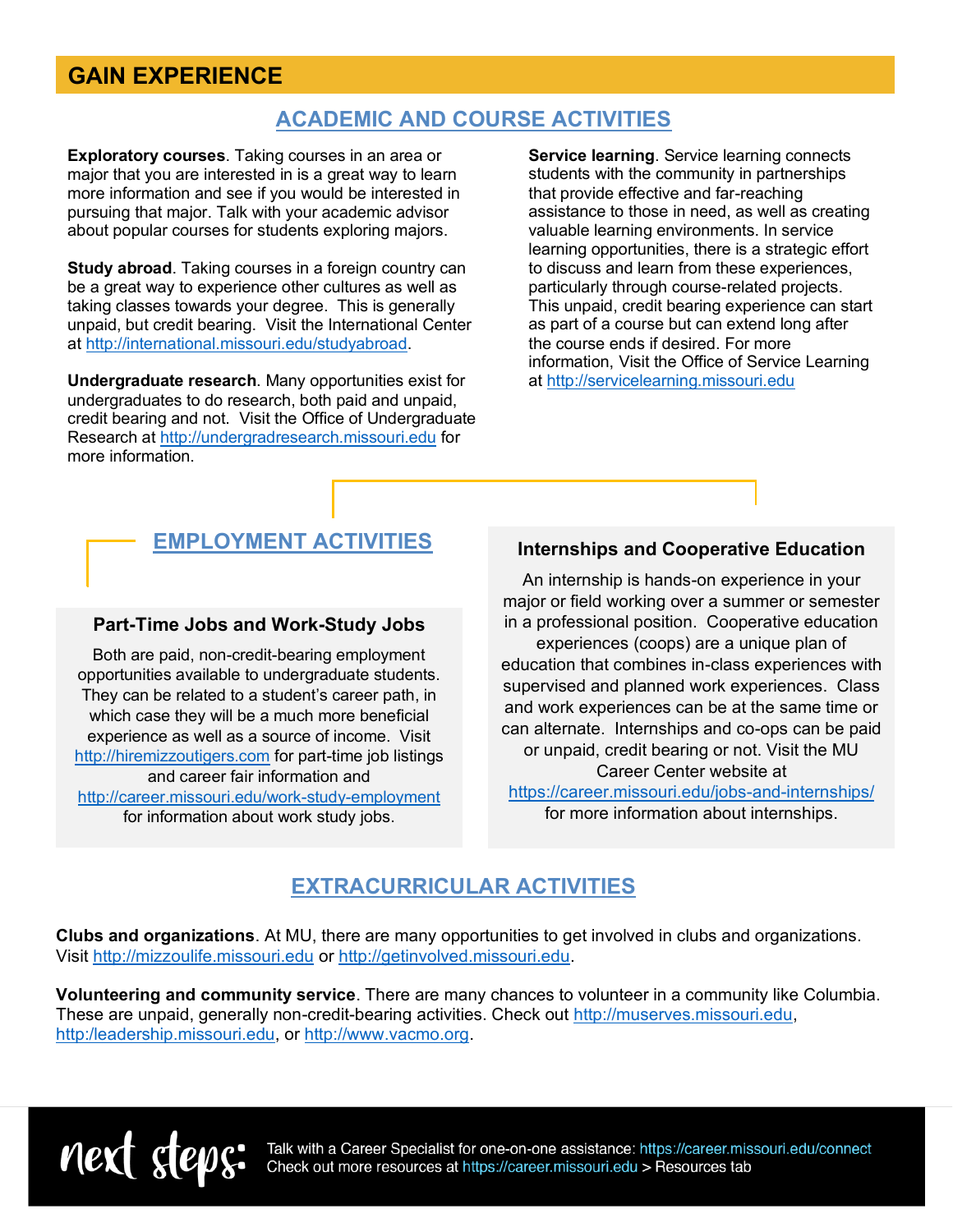## GAIN EXPERIENCE

### ACADEMIC AND COURSE ACTIVITIES

**Exploratory courses**. Taking courses in an area or major that you are interested in is a great way to learn more information and see if you would be interested in pursuing that major. Talk with your academic advisor about popular courses for students exploring majors.

**Study abroad**. Taking courses in a foreign country can be a great way to experience other cultures as well as taking classes towards your degree. This is generally unpaid, but credit bearing. Visit the International Center at http://international.missouri.edu/studyabroad.

**Undergraduate research**. Many opportunities exist for undergraduates to do research, both paid and unpaid, credit bearing and not. Visit the Office of Undergraduate Research at http://undergradresearch.missouri.edu for more information.

**Service learning**. Service learning connects students with the community in partnerships that provide effective and far-reaching assistance to those in need, as well as creating valuable learning environments. In service learning opportunities, there is a strategic effort to discuss and learn from these experiences, particularly through course-related projects. This unpaid, credit bearing experience can start as part of a course but can extend long after the course ends if desired. For more information, Visit the Office of Service Learning at http://servicelearning.missouri.edu

### EMPLOYMENT ACTIVITIES

#### Part-Time Jobs and Work-Study Jobs

Both are paid, non-credit-bearing employment opportunities available to undergraduate students. They can be related to a student's career path, in which case they will be a much more beneficial experience as well as a source of income. Visit http://hiremizzoutigers.com for part-time job listings and career fair information and http://career.missouri.edu/work-study-employment for information about work study jobs.

#### Internships and Cooperative Education

An internship is hands-on experience in your major or field working over a summer or semester in a professional position. Cooperative education experiences (coops) are a unique plan of education that combines in-class experiences with supervised and planned work experiences. Class and work experiences can be at the same time or can alternate. Internships and co-ops can be paid or unpaid, credit bearing or not. Visit the MU Career Center website at https://career.missouri.edu/jobs-and-internships/ for more information about internships.

### EXTRACURRICULAR ACTIVITIES

**Clubs and organizations**. At MU, there are many opportunities to get involved in clubs and organizations. Visit http://mizzoulife.missouri.edu or http://getinvolved.missouri.edu.

**Volunteering and community service**. There are many chances to volunteer in a community like Columbia. These are unpaid, generally non-credit-bearing activities. Check out http://muserves.missouri.edu, http:/leadership.missouri.edu, or http://www.vacmo.org.

**next steps:**
Talk with a Career Specialist for one-on-one assistance: https://career.missouri.edu/connect
Check out more resources at https://career.missouri.edu > Resources tab